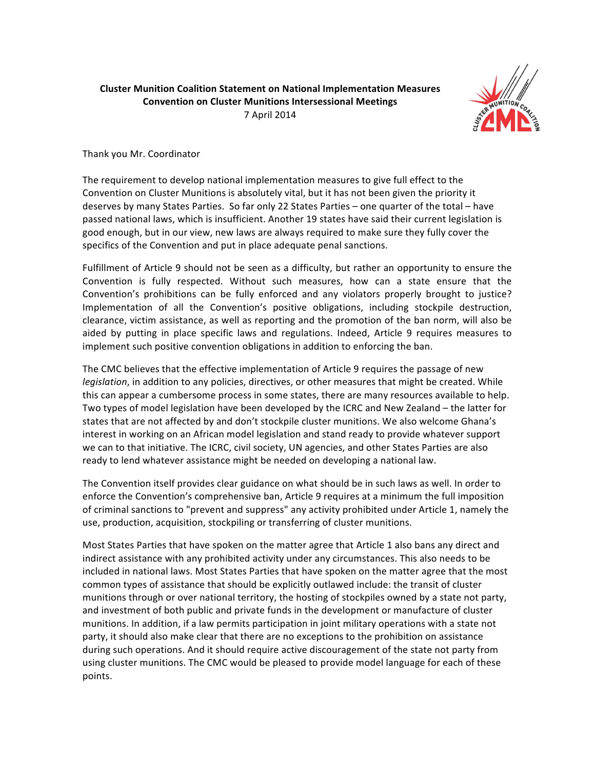**Cluster Munition Coalition Statement on National Implementation Measures**
**Convention on Cluster Munitions Intersessional Meetings**
7 April 2014

Thank you Mr. Coordinator

The requirement to develop national implementation measures to give full effect to the Convention on Cluster Munitions is absolutely vital, but it has not been given the priority it deserves by many States Parties. So far only 22 States Parties – one quarter of the total – have passed national laws, which is insufficient. Another 19 states have said their current legislation is good enough, but in our view, new laws are always required to make sure they fully cover the specifics of the Convention and put in place adequate penal sanctions.

Fulfillment of Article 9 should not be seen as a difficulty, but rather an opportunity to ensure the Convention is fully respected. Without such measures, how can a state ensure that the Convention's prohibitions can be fully enforced and any violators properly brought to justice? Implementation of all the Convention's positive obligations, including stockpile destruction, clearance, victim assistance, as well as reporting and the promotion of the ban norm, will also be aided by putting in place specific laws and regulations. Indeed, Article 9 requires measures to implement such positive convention obligations in addition to enforcing the ban.

The CMC believes that the effective implementation of Article 9 requires the passage of new *legislation*, in addition to any policies, directives, or other measures that might be created. While this can appear a cumbersome process in some states, there are many resources available to help. Two types of model legislation have been developed by the ICRC and New Zealand – the latter for states that are not affected by and don't stockpile cluster munitions. We also welcome Ghana's interest in working on an African model legislation and stand ready to provide whatever support we can to that initiative. The ICRC, civil society, UN agencies, and other States Parties are also ready to lend whatever assistance might be needed on developing a national law.

The Convention itself provides clear guidance on what should be in such laws as well. In order to enforce the Convention's comprehensive ban, Article 9 requires at a minimum the full imposition of criminal sanctions to "prevent and suppress" any activity prohibited under Article 1, namely the use, production, acquisition, stockpiling or transferring of cluster munitions.

Most States Parties that have spoken on the matter agree that Article 1 also bans any direct and indirect assistance with any prohibited activity under any circumstances. This also needs to be included in national laws. Most States Parties that have spoken on the matter agree that the most common types of assistance that should be explicitly outlawed include: the transit of cluster munitions through or over national territory, the hosting of stockpiles owned by a state not party, and investment of both public and private funds in the development or manufacture of cluster munitions. In addition, if a law permits participation in joint military operations with a state not party, it should also make clear that there are no exceptions to the prohibition on assistance during such operations. And it should require active discouragement of the state not party from using cluster munitions. The CMC would be pleased to provide model language for each of these points.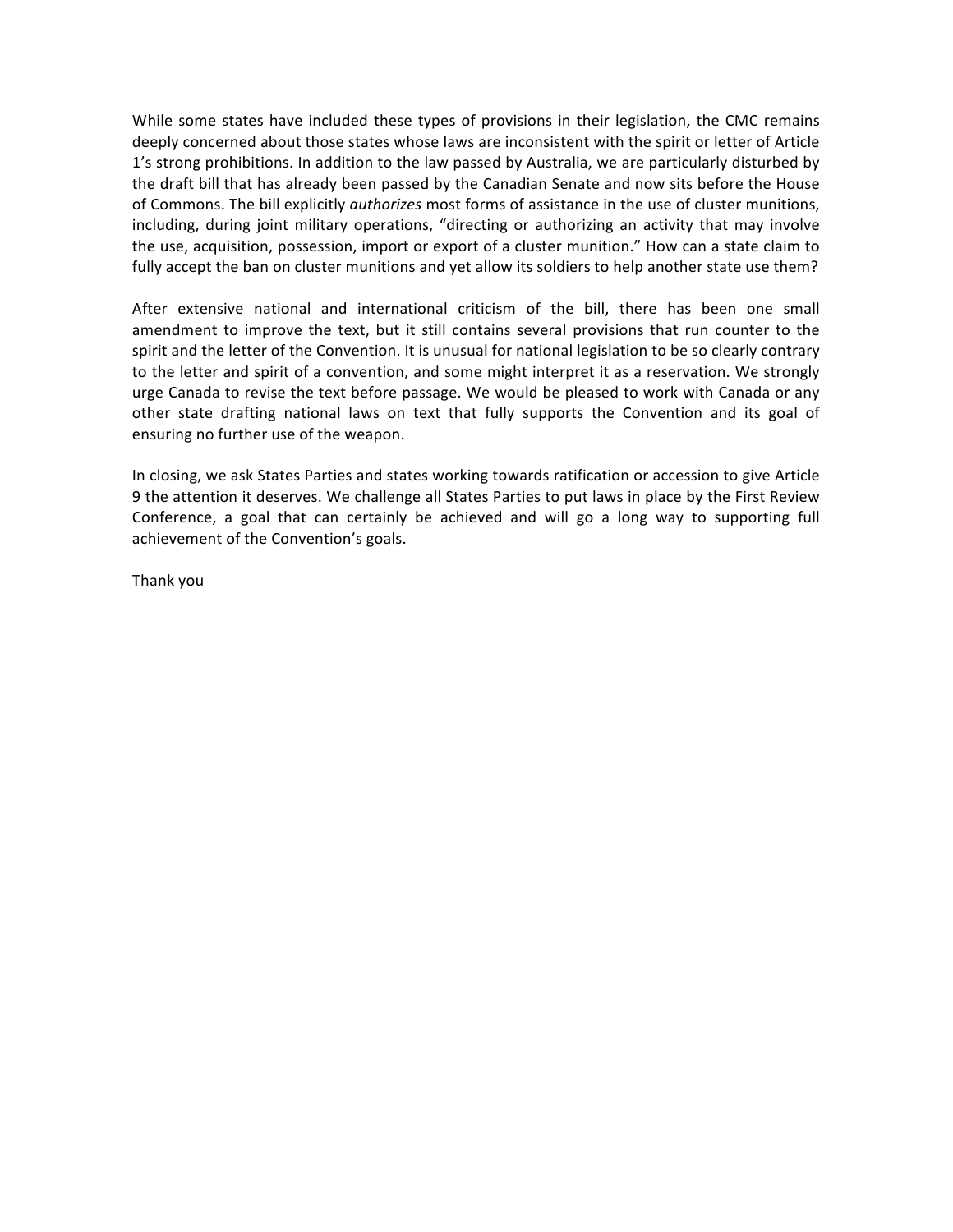While some states have included these types of provisions in their legislation, the CMC remains deeply concerned about those states whose laws are inconsistent with the spirit or letter of Article 1's strong prohibitions. In addition to the law passed by Australia, we are particularly disturbed by the draft bill that has already been passed by the Canadian Senate and now sits before the House of Commons. The bill explicitly *authorizes* most forms of assistance in the use of cluster munitions, including, during joint military operations, "directing or authorizing an activity that may involve the use, acquisition, possession, import or export of a cluster munition." How can a state claim to fully accept the ban on cluster munitions and yet allow its soldiers to help another state use them?

After extensive national and international criticism of the bill, there has been one small amendment to improve the text, but it still contains several provisions that run counter to the spirit and the letter of the Convention. It is unusual for national legislation to be so clearly contrary to the letter and spirit of a convention, and some might interpret it as a reservation. We strongly urge Canada to revise the text before passage. We would be pleased to work with Canada or any other state drafting national laws on text that fully supports the Convention and its goal of ensuring no further use of the weapon.

In closing, we ask States Parties and states working towards ratification or accession to give Article 9 the attention it deserves. We challenge all States Parties to put laws in place by the First Review Conference, a goal that can certainly be achieved and will go a long way to supporting full achievement of the Convention's goals.

Thank you